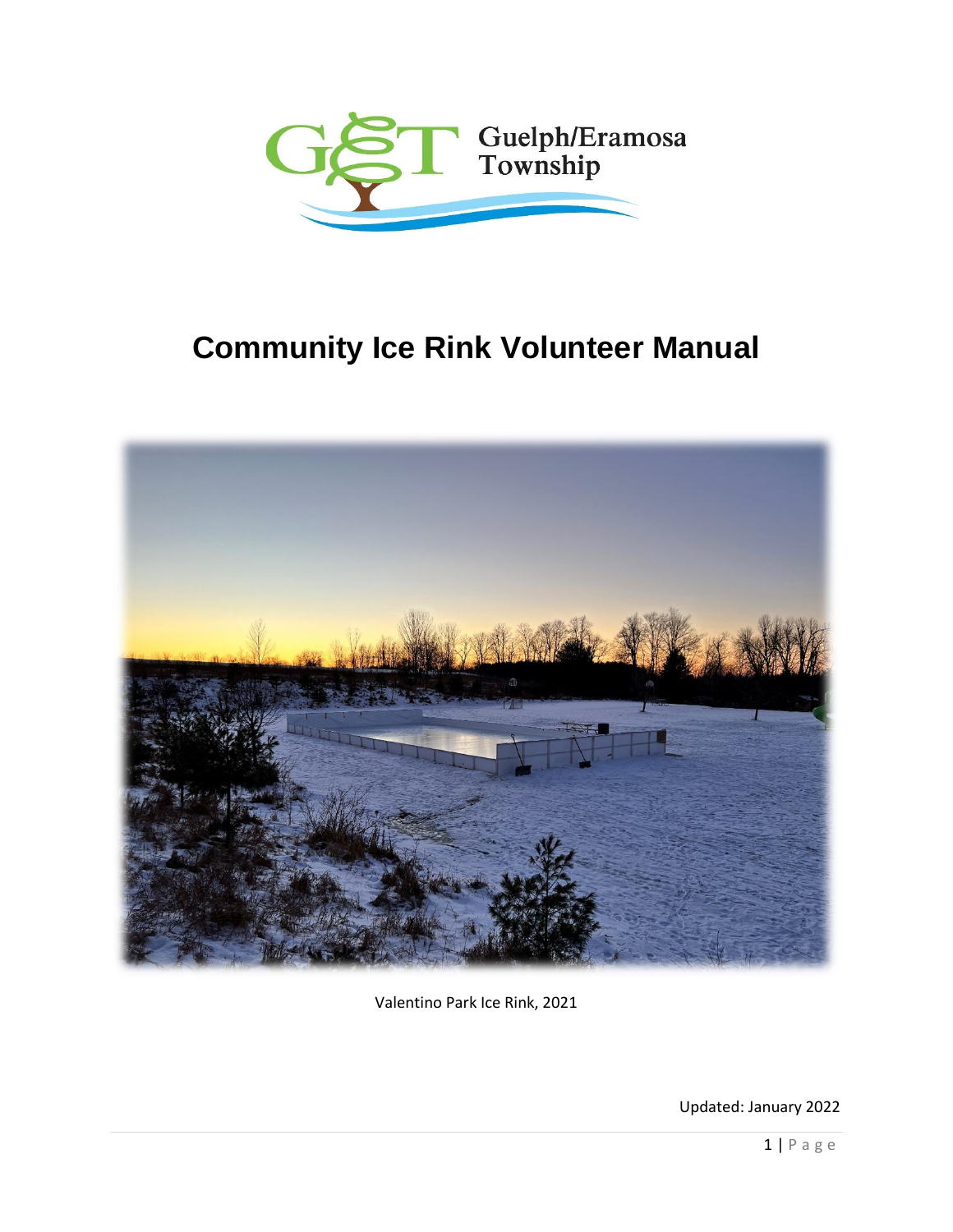Guelph/Eramosa Township

# Community Ice Rink Volunteer Manual

Valentino Park Ice Rink, 2021

Updated: January 2022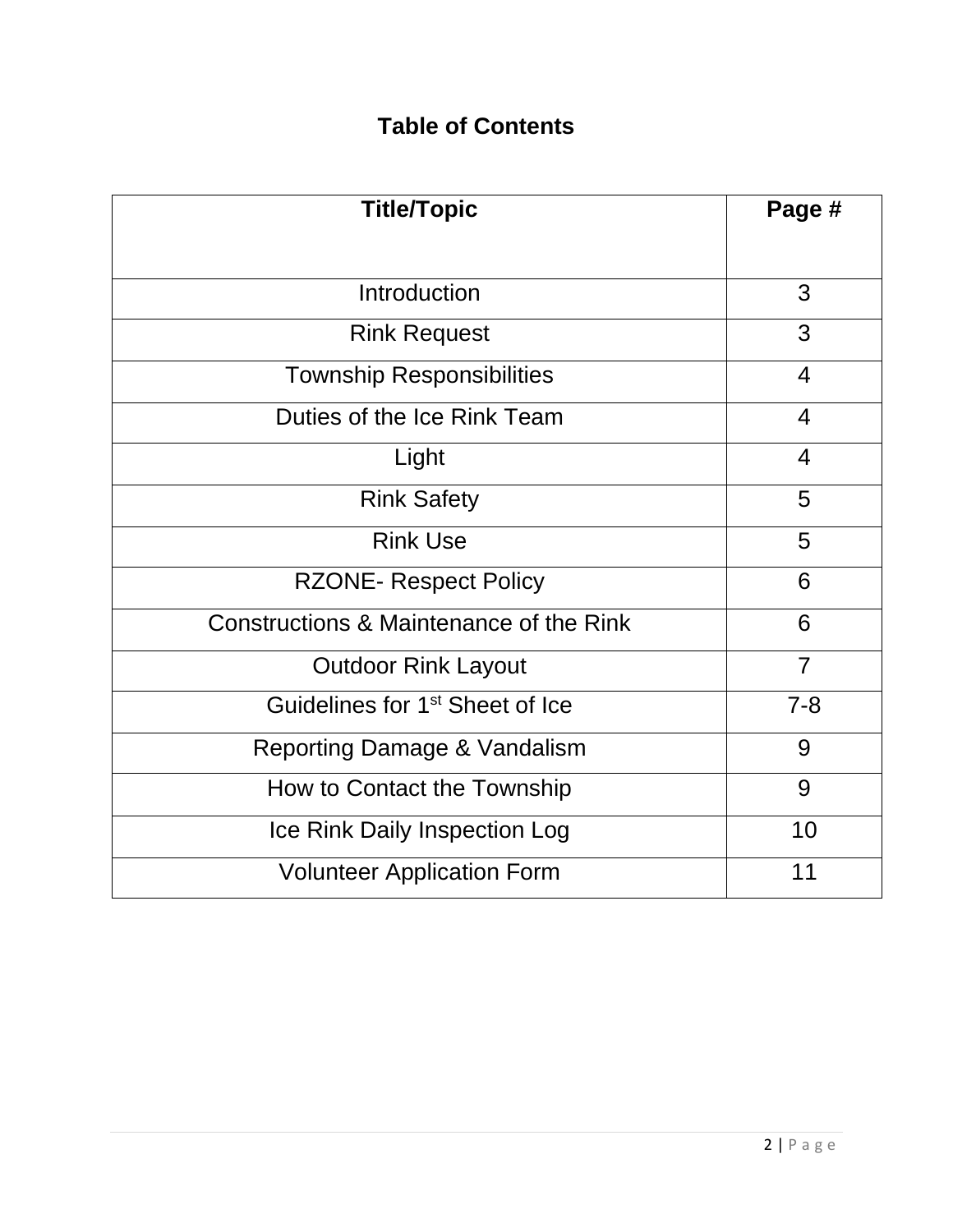# Table of Contents

| Title/Topic | Page # |
|---|---|
| Introduction | 3 |
| Rink Request | 3 |
| Township Responsibilities | 4 |
| Duties of the Ice Rink Team | 4 |
| Light | 4 |
| Rink Safety | 5 |
| Rink Use | 5 |
| RZONE- Respect Policy | 6 |
| Constructions & Maintenance of the Rink | 6 |
| Outdoor Rink Layout | 7 |
| Guidelines for 1st Sheet of Ice | 7-8 |
| Reporting Damage & Vandalism | 9 |
| How to Contact the Township | 9 |
| Ice Rink Daily Inspection Log | 10 |
| Volunteer Application Form | 11 |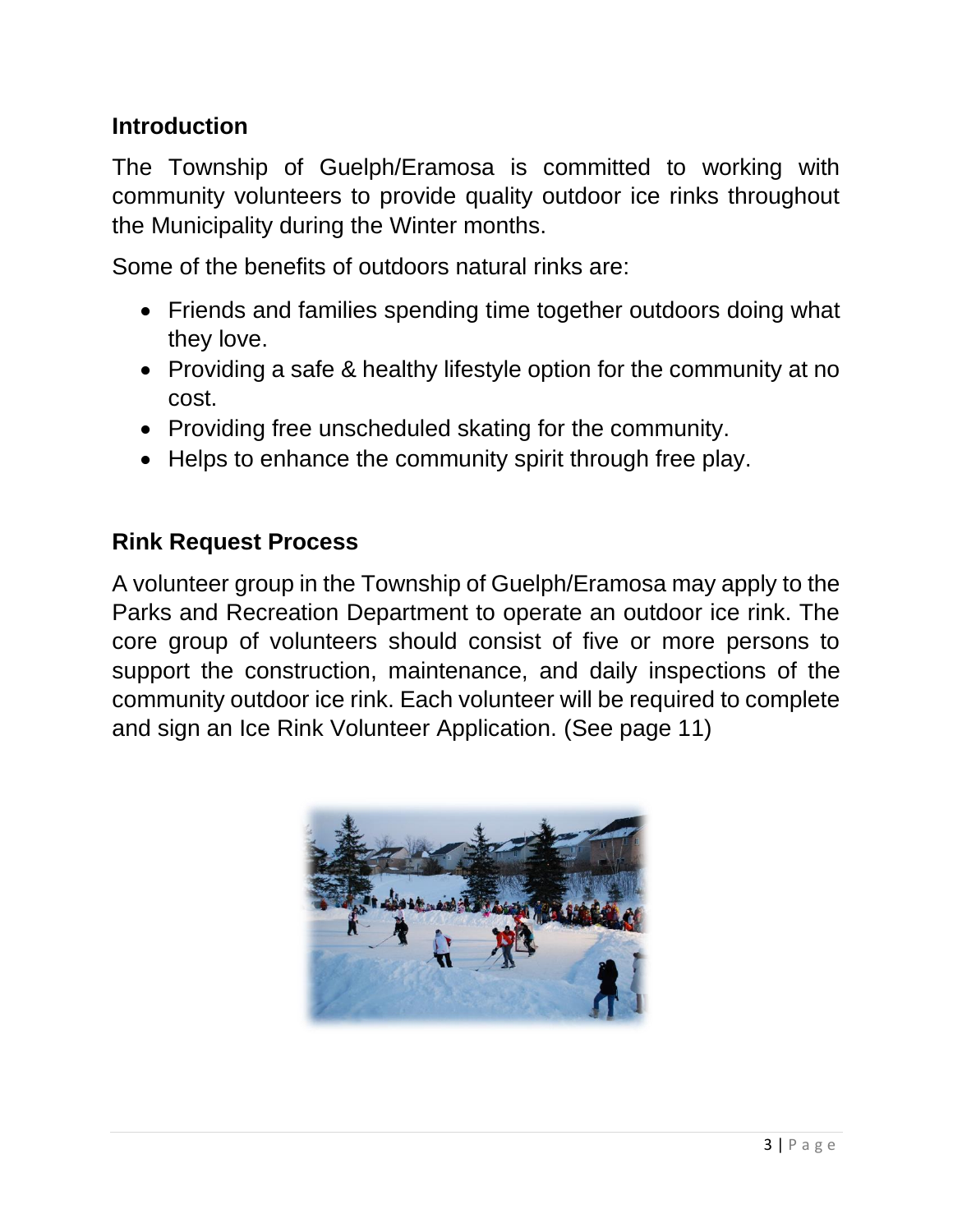## Introduction

The Township of Guelph/Eramosa is committed to working with community volunteers to provide quality outdoor ice rinks throughout the Municipality during the Winter months.

Some of the benefits of outdoors natural rinks are:

- Friends and families spending time together outdoors doing what they love.
- Providing a safe & healthy lifestyle option for the community at no cost.
- Providing free unscheduled skating for the community.
- Helps to enhance the community spirit through free play.

## Rink Request Process

A volunteer group in the Township of Guelph/Eramosa may apply to the Parks and Recreation Department to operate an outdoor ice rink. The core group of volunteers should consist of five or more persons to support the construction, maintenance, and daily inspections of the community outdoor ice rink. Each volunteer will be required to complete and sign an Ice Rink Volunteer Application. (See page 11)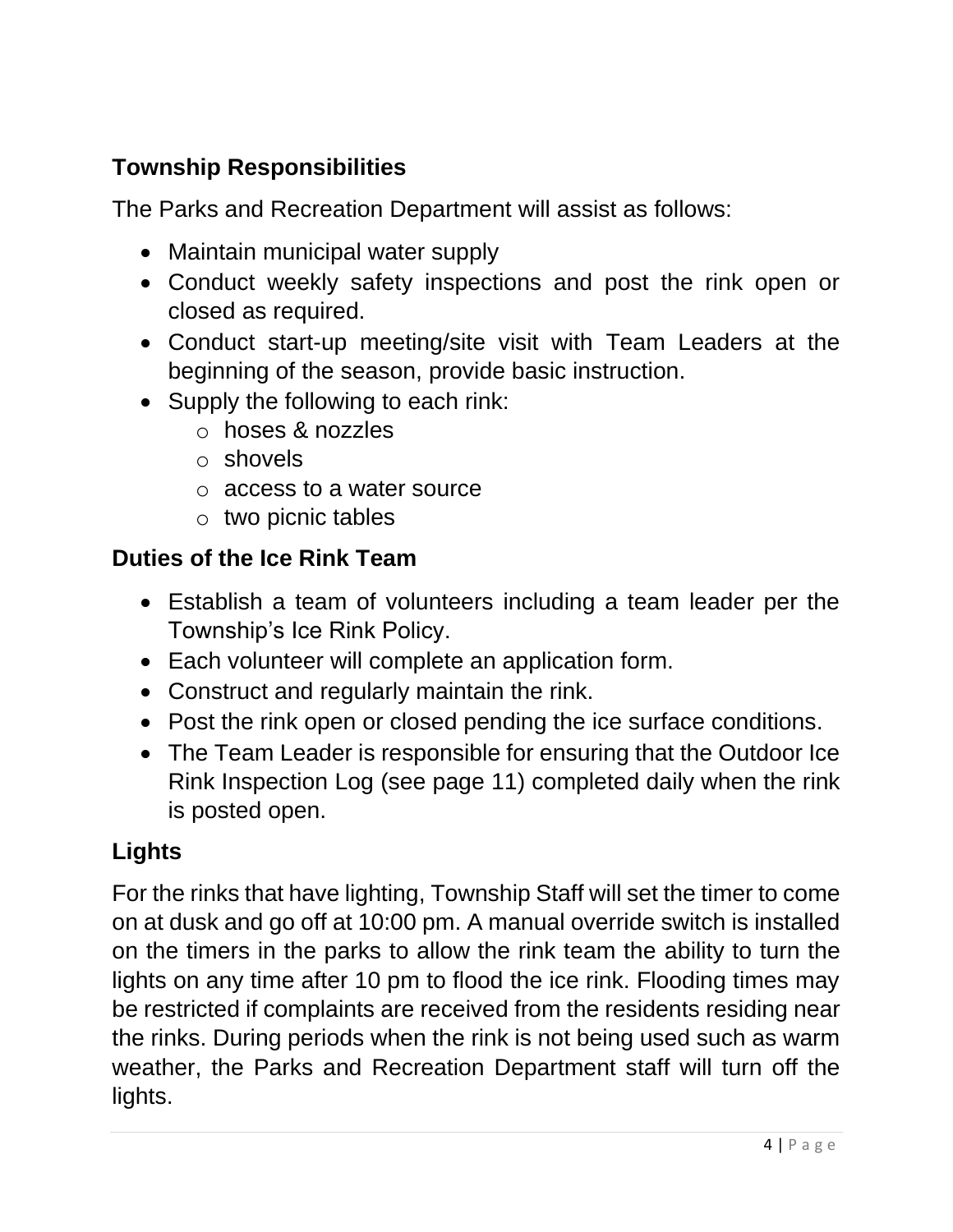## Township Responsibilities

The Parks and Recreation Department will assist as follows:

- Maintain municipal water supply
- Conduct weekly safety inspections and post the rink open or closed as required.
- Conduct start-up meeting/site visit with Team Leaders at the beginning of the season, provide basic instruction.
- Supply the following to each rink:
  - hoses & nozzles
  - shovels
  - access to a water source
  - two picnic tables

## Duties of the Ice Rink Team

- Establish a team of volunteers including a team leader per the Township's Ice Rink Policy.
- Each volunteer will complete an application form.
- Construct and regularly maintain the rink.
- Post the rink open or closed pending the ice surface conditions.
- The Team Leader is responsible for ensuring that the Outdoor Ice Rink Inspection Log (see page 11) completed daily when the rink is posted open.

## Lights

For the rinks that have lighting, Township Staff will set the timer to come on at dusk and go off at 10:00 pm. A manual override switch is installed on the timers in the parks to allow the rink team the ability to turn the lights on any time after 10 pm to flood the ice rink. Flooding times may be restricted if complaints are received from the residents residing near the rinks. During periods when the rink is not being used such as warm weather, the Parks and Recreation Department staff will turn off the lights.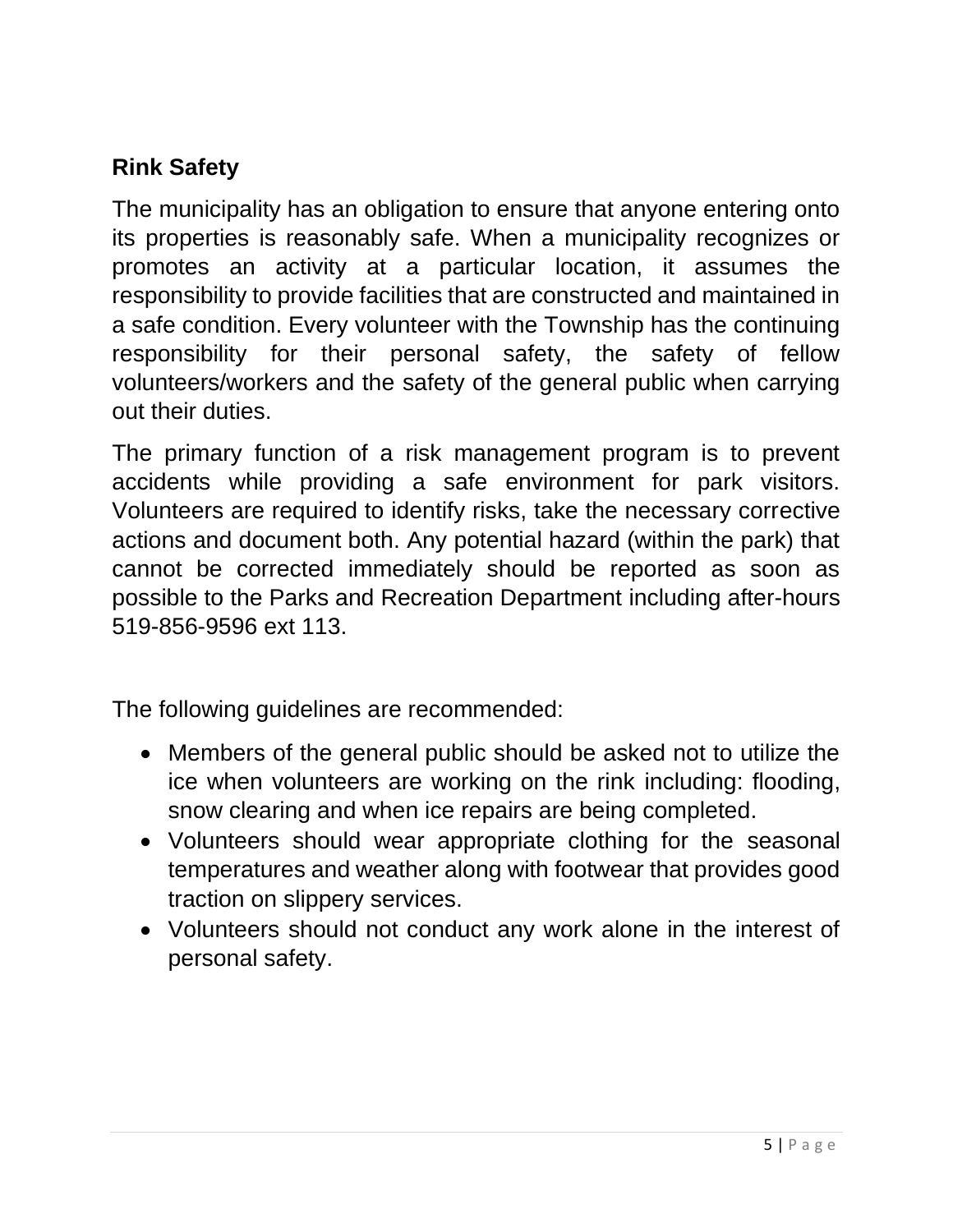## Rink Safety

The municipality has an obligation to ensure that anyone entering onto its properties is reasonably safe. When a municipality recognizes or promotes an activity at a particular location, it assumes the responsibility to provide facilities that are constructed and maintained in a safe condition. Every volunteer with the Township has the continuing responsibility for their personal safety, the safety of fellow volunteers/workers and the safety of the general public when carrying out their duties.

The primary function of a risk management program is to prevent accidents while providing a safe environment for park visitors. Volunteers are required to identify risks, take the necessary corrective actions and document both. Any potential hazard (within the park) that cannot be corrected immediately should be reported as soon as possible to the Parks and Recreation Department including after-hours 519-856-9596 ext 113.

The following guidelines are recommended:

- Members of the general public should be asked not to utilize the ice when volunteers are working on the rink including: flooding, snow clearing and when ice repairs are being completed.
- Volunteers should wear appropriate clothing for the seasonal temperatures and weather along with footwear that provides good traction on slippery services.
- Volunteers should not conduct any work alone in the interest of personal safety.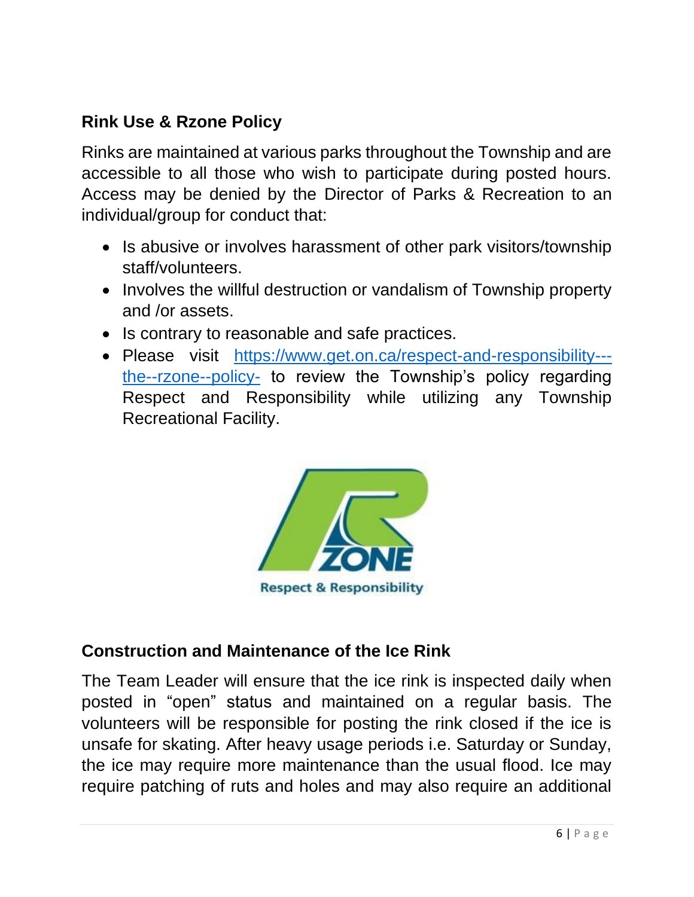## Rink Use & Rzone Policy

Rinks are maintained at various parks throughout the Township and are accessible to all those who wish to participate during posted hours. Access may be denied by the Director of Parks & Recreation to an individual/group for conduct that:

- Is abusive or involves harassment of other park visitors/township staff/volunteers.
- Involves the willful destruction or vandalism of Township property and /or assets.
- Is contrary to reasonable and safe practices.
- Please visit [https://www.get.on.ca/respect-and-responsibility---the--rzone--policy-](https://www.get.on.ca/respect-and-responsibility---the--rzone--policy-) to review the Township's policy regarding Respect and Responsibility while utilizing any Township Recreational Facility.

## Construction and Maintenance of the Ice Rink

The Team Leader will ensure that the ice rink is inspected daily when posted in "open" status and maintained on a regular basis. The volunteers will be responsible for posting the rink closed if the ice is unsafe for skating. After heavy usage periods i.e. Saturday or Sunday, the ice may require more maintenance than the usual flood. Ice may require patching of ruts and holes and may also require an additional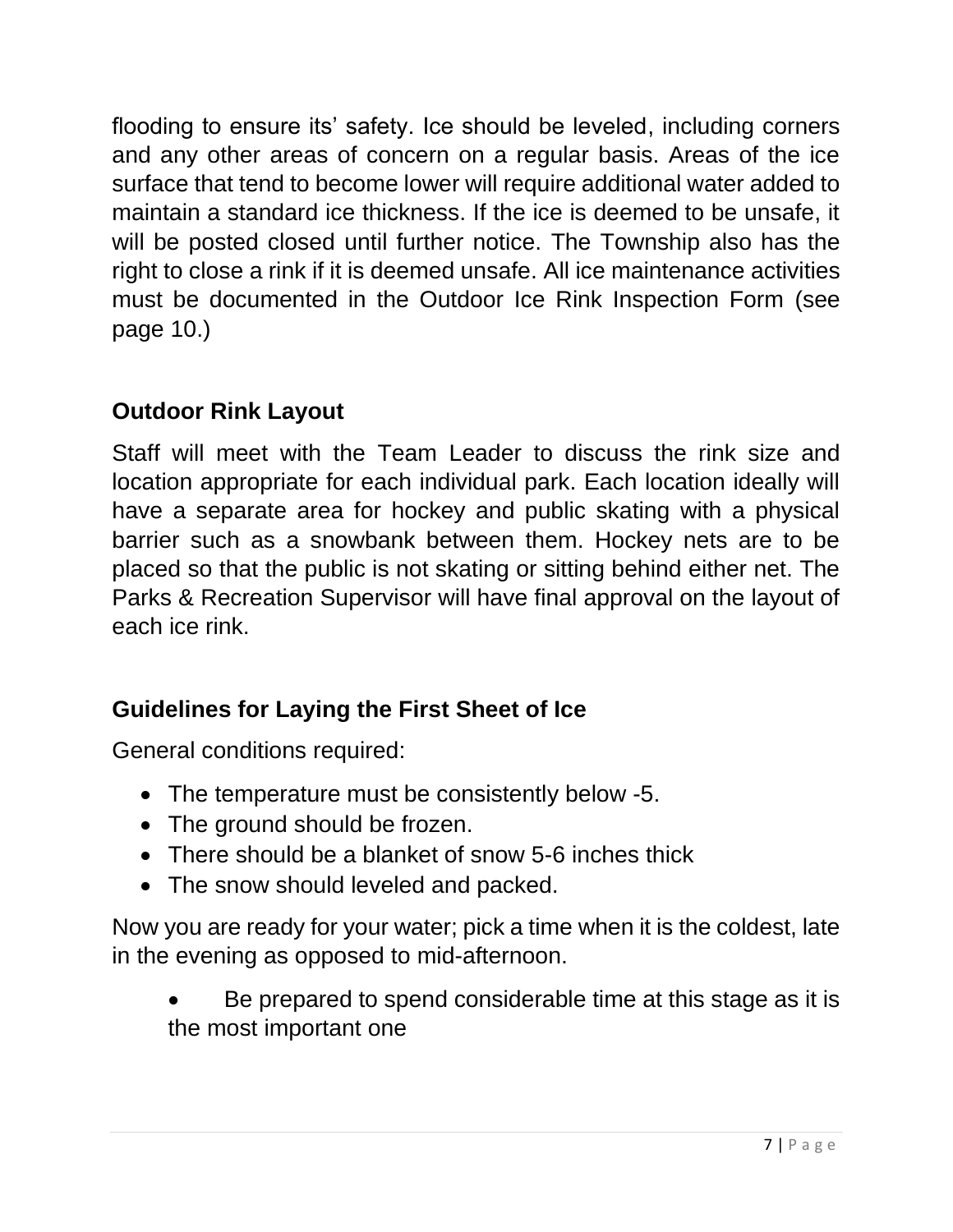flooding to ensure its' safety. Ice should be leveled, including corners and any other areas of concern on a regular basis. Areas of the ice surface that tend to become lower will require additional water added to maintain a standard ice thickness. If the ice is deemed to be unsafe, it will be posted closed until further notice. The Township also has the right to close a rink if it is deemed unsafe. All ice maintenance activities must be documented in the Outdoor Ice Rink Inspection Form (see page 10.)

## Outdoor Rink Layout

Staff will meet with the Team Leader to discuss the rink size and location appropriate for each individual park. Each location ideally will have a separate area for hockey and public skating with a physical barrier such as a snowbank between them. Hockey nets are to be placed so that the public is not skating or sitting behind either net. The Parks & Recreation Supervisor will have final approval on the layout of each ice rink.

## Guidelines for Laying the First Sheet of Ice

General conditions required:

- The temperature must be consistently below -5.
- The ground should be frozen.
- There should be a blanket of snow 5-6 inches thick
- The snow should leveled and packed.

Now you are ready for your water; pick a time when it is the coldest, late in the evening as opposed to mid-afternoon.

- Be prepared to spend considerable time at this stage as it is the most important one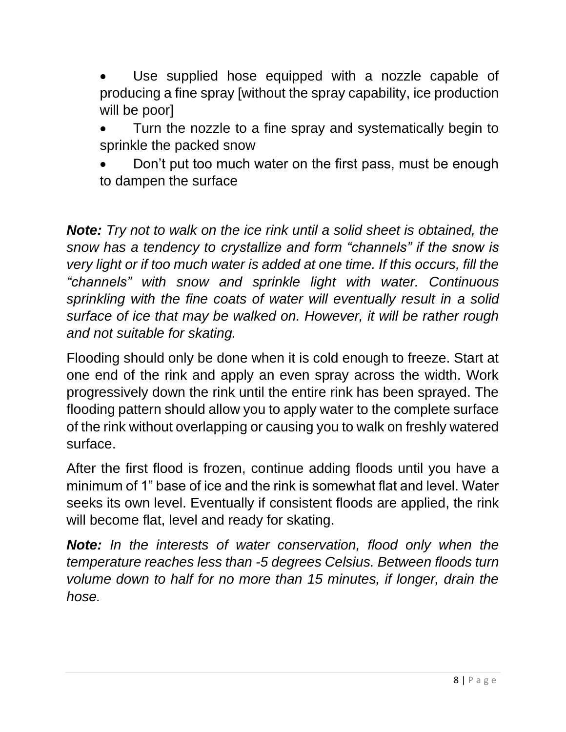- Use supplied hose equipped with a nozzle capable of producing a fine spray [without the spray capability, ice production will be poor]
- Turn the nozzle to a fine spray and systematically begin to sprinkle the packed snow
- Don't put too much water on the first pass, must be enough to dampen the surface

***Note:*** *Try not to walk on the ice rink until a solid sheet is obtained, the snow has a tendency to crystallize and form "channels" if the snow is very light or if too much water is added at one time. If this occurs, fill the "channels" with snow and sprinkle light with water. Continuous sprinkling with the fine coats of water will eventually result in a solid surface of ice that may be walked on. However, it will be rather rough and not suitable for skating.*

Flooding should only be done when it is cold enough to freeze. Start at one end of the rink and apply an even spray across the width. Work progressively down the rink until the entire rink has been sprayed. The flooding pattern should allow you to apply water to the complete surface of the rink without overlapping or causing you to walk on freshly watered surface.

After the first flood is frozen, continue adding floods until you have a minimum of 1" base of ice and the rink is somewhat flat and level. Water seeks its own level. Eventually if consistent floods are applied, the rink will become flat, level and ready for skating.

***Note:*** *In the interests of water conservation, flood only when the temperature reaches less than -5 degrees Celsius. Between floods turn volume down to half for no more than 15 minutes, if longer, drain the hose.*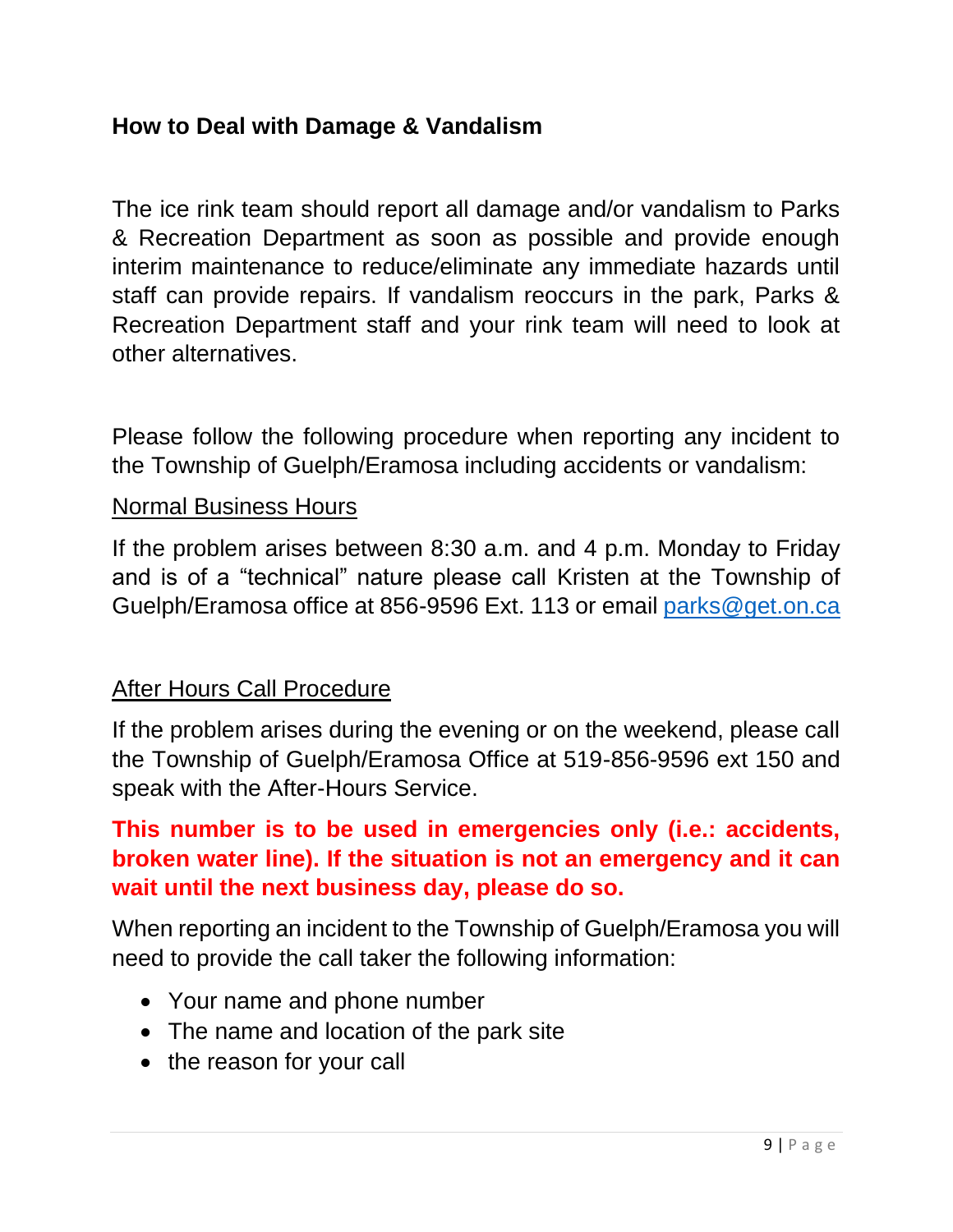## How to Deal with Damage & Vandalism

The ice rink team should report all damage and/or vandalism to Parks & Recreation Department as soon as possible and provide enough interim maintenance to reduce/eliminate any immediate hazards until staff can provide repairs. If vandalism reoccurs in the park, Parks & Recreation Department staff and your rink team will need to look at other alternatives.

Please follow the following procedure when reporting any incident to the Township of Guelph/Eramosa including accidents or vandalism:

<u>Normal Business Hours</u>

If the problem arises between 8:30 a.m. and 4 p.m. Monday to Friday and is of a "technical" nature please call Kristen at the Township of Guelph/Eramosa office at 856-9596 Ext. 113 or email [parks@get.on.ca](mailto:parks@get.on.ca)

<u>After Hours Call Procedure</u>

If the problem arises during the evening or on the weekend, please call the Township of Guelph/Eramosa Office at 519-856-9596 ext 150 and speak with the After-Hours Service.

**This number is to be used in emergencies only (i.e.: accidents, broken water line). If the situation is not an emergency and it can wait until the next business day, please do so.**

When reporting an incident to the Township of Guelph/Eramosa you will need to provide the call taker the following information:

- Your name and phone number
- The name and location of the park site
- the reason for your call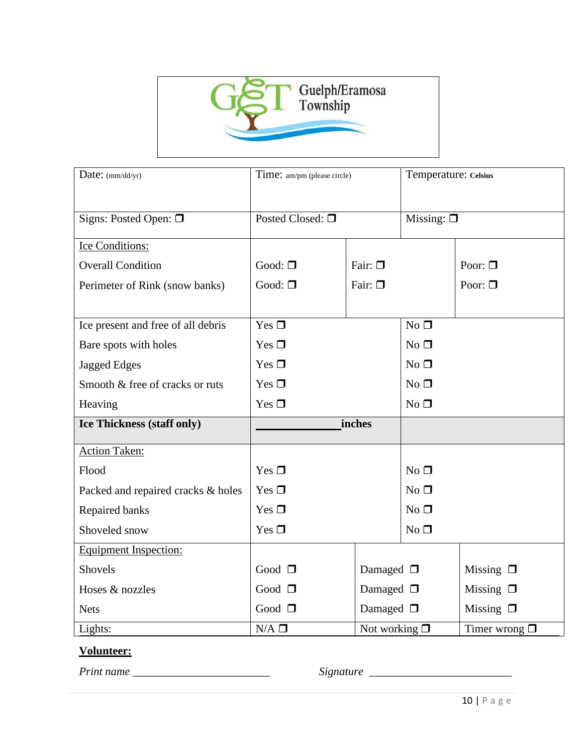Guelph/Eramosa Township

| Date: (mm/dd/yr) | Time: am/pm (please circle) | | Temperature: Celsius |
|---|---|---|---|
| Signs: Posted Open: ❐ | Posted Closed: ❐ | | Missing: ❐ |
| Ice Conditions: | | | |
| Overall Condition | Good: ❐ | Fair: ❐ | Poor: ❐ |
| Perimeter of Rink (snow banks) | Good: ❐ | Fair: ❐ | Poor: ❐ |
| Ice present and free of all debris | Yes ❐ | No ❐ | |
| Bare spots with holes | Yes ❐ | No ❐ | |
| Jagged Edges | Yes ❐ | No ❐ | |
| Smooth & free of cracks or ruts | Yes ❐ | No ❐ | |
| Heaving | Yes ❐ | No ❐ | |
| **Ice Thickness (staff only)** | _______________**inches** | | |
| Action Taken: | | | |
| Flood | Yes ❐ | No ❐ | |
| Packed and repaired cracks & holes | Yes ❐ | No ❐ | |
| Repaired banks | Yes ❐ | No ❐ | |
| Shoveled snow | Yes ❐ | No ❐ | |
| Equipment Inspection: | | | |
| Shovels | Good ❐ | Damaged ❐ | Missing ❐ |
| Hoses & nozzles | Good ❐ | Damaged ❐ | Missing ❐ |
| Nets | Good ❐ | Damaged ❐ | Missing ❐ |
| Lights: | N/A ❐ | Not working ❐ | Timer wrong ❐ |

**Volunteer:**

*Print name* ________________________ *Signature* _________________________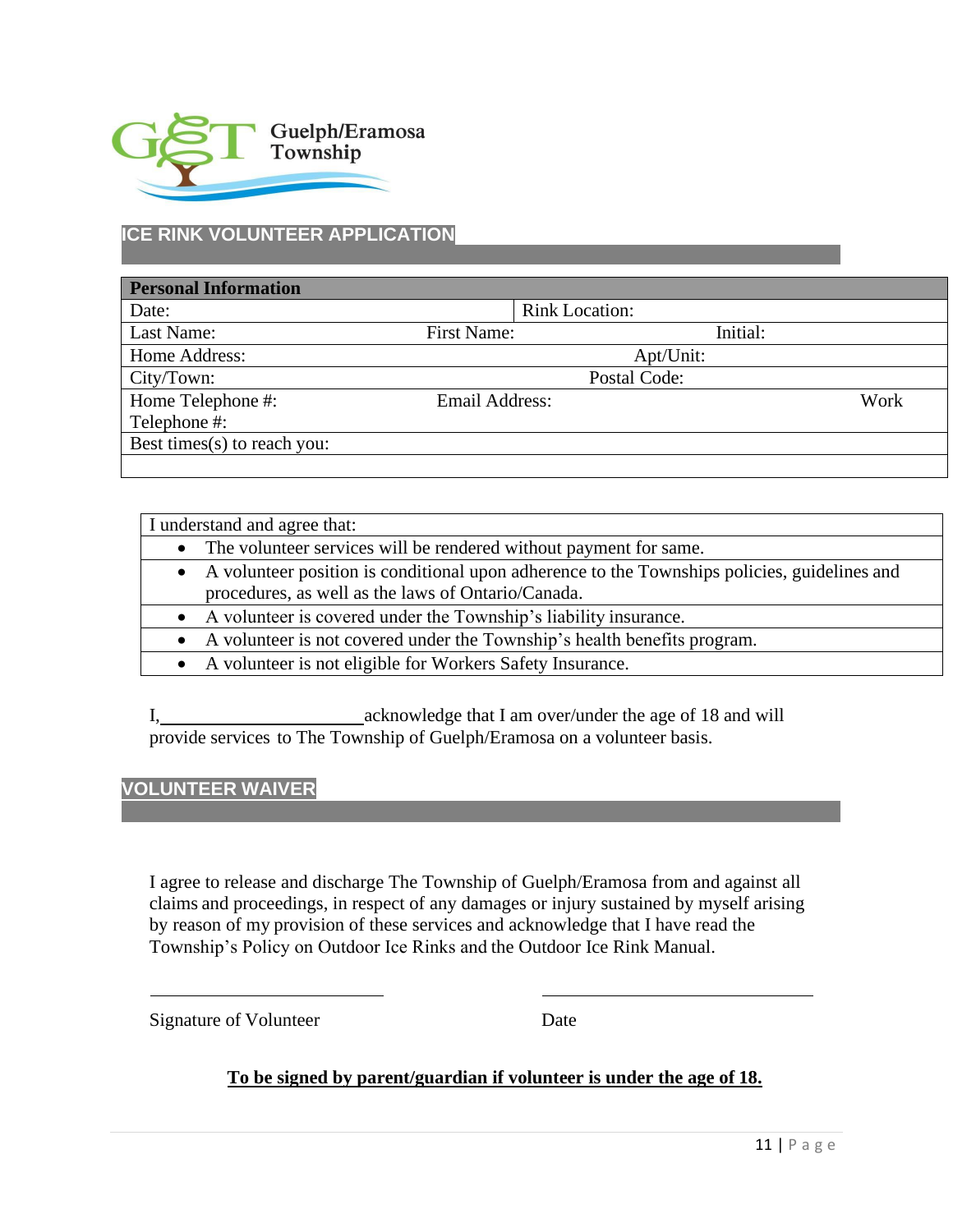Guelph/Eramosa Township

## ICE RINK VOLUNTEER APPLICATION

| **Personal Information** | | |
|---|---|---|
| Date: | Rink Location: | |
| Last Name: | First Name: | Initial: |
| Home Address: | Apt/Unit: | |
| City/Town: | Postal Code: | |
| Home Telephone #: | Email Address: | Work Telephone #: |
| Best times(s) to reach you: | | |
| | | |

| I understand and agree that: |
|---|
| • The volunteer services will be rendered without payment for same. |
| • A volunteer position is conditional upon adherence to the Townships policies, guidelines and procedures, as well as the laws of Ontario/Canada. |
| • A volunteer is covered under the Township's liability insurance. |
| • A volunteer is not covered under the Township's health benefits program. |
| • A volunteer is not eligible for Workers Safety Insurance. |

I, ______________________ acknowledge that I am over/under the age of 18 and will provide services to The Township of Guelph/Eramosa on a volunteer basis.

## VOLUNTEER WAIVER

I agree to release and discharge The Township of Guelph/Eramosa from and against all claims and proceedings, in respect of any damages or injury sustained by myself arising by reason of my provision of these services and acknowledge that I have read the Township's Policy on Outdoor Ice Rinks and the Outdoor Ice Rink Manual.

______________________ ______________________

Signature of Volunteer Date

**To be signed by parent/guardian if volunteer is under the age of 18.**